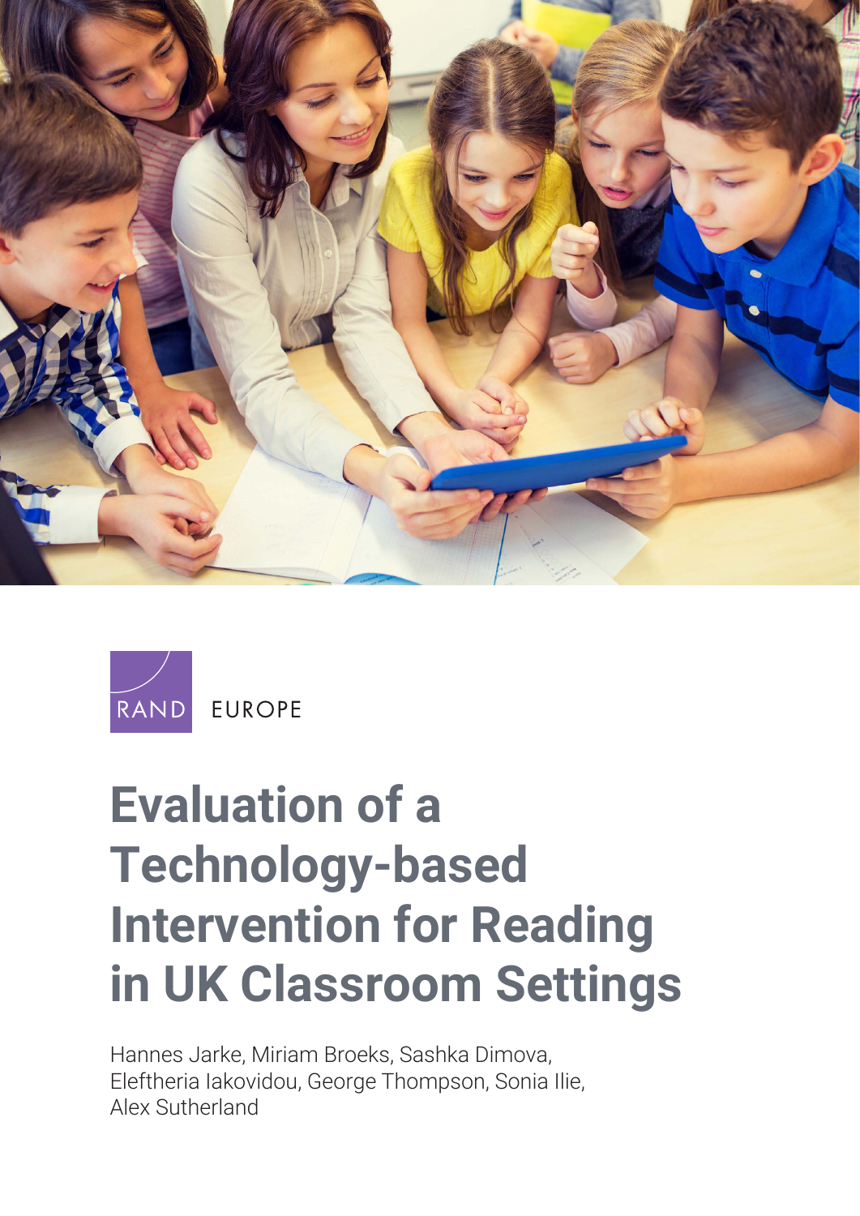RAND EUROPE

# Evaluation of a Technology-based Intervention for Reading in UK Classroom Settings

Hannes Jarke, Miriam Broeks, Sashka Dimova, Eleftheria Iakovidou, George Thompson, Sonia Ilie, Alex Sutherland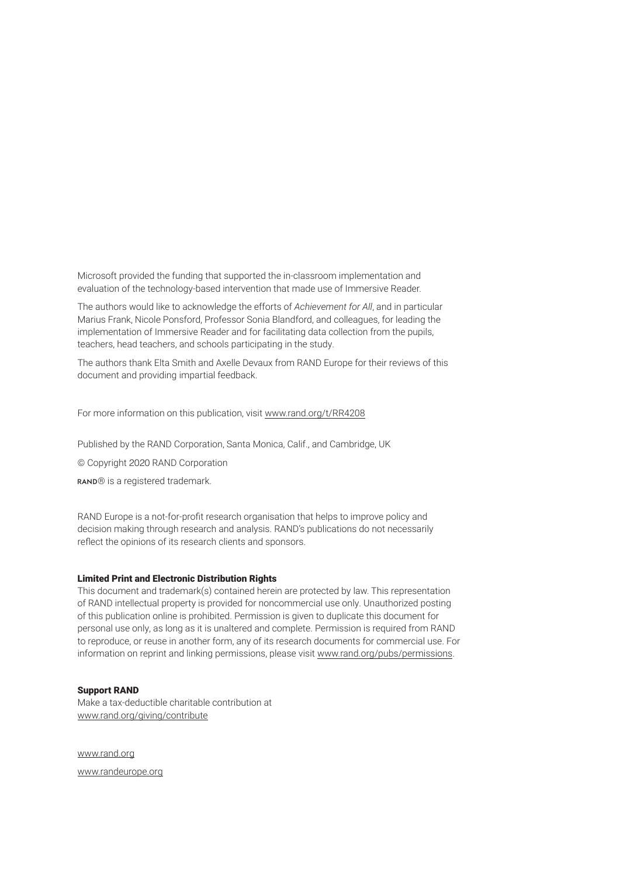Microsoft provided the funding that supported the in-classroom implementation and evaluation of the technology-based intervention that made use of Immersive Reader.

The authors would like to acknowledge the efforts of *Achievement for All*, and in particular Marius Frank, Nicole Ponsford, Professor Sonia Blandford, and colleagues, for leading the implementation of Immersive Reader and for facilitating data collection from the pupils, teachers, head teachers, and schools participating in the study.

The authors thank Elta Smith and Axelle Devaux from RAND Europe for their reviews of this document and providing impartial feedback.

For more information on this publication, visit www.rand.org/t/RR4208

Published by the RAND Corporation, Santa Monica, Calif., and Cambridge, UK

© Copyright 2020 RAND Corporation

RAND® is a registered trademark.

RAND Europe is a not-for-profit research organisation that helps to improve policy and decision making through research and analysis. RAND's publications do not necessarily reflect the opinions of its research clients and sponsors.

**Limited Print and Electronic Distribution Rights**

This document and trademark(s) contained herein are protected by law. This representation of RAND intellectual property is provided for noncommercial use only. Unauthorized posting of this publication online is prohibited. Permission is given to duplicate this document for personal use only, as long as it is unaltered and complete. Permission is required from RAND to reproduce, or reuse in another form, any of its research documents for commercial use. For information on reprint and linking permissions, please visit www.rand.org/pubs/permissions.

**Support RAND**

Make a tax-deductible charitable contribution at
www.rand.org/giving/contribute

www.rand.org

www.randeurope.org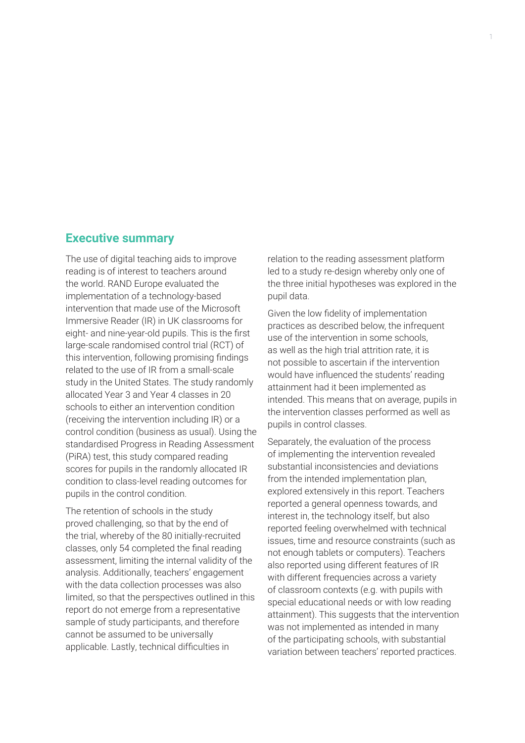## Executive summary

The use of digital teaching aids to improve reading is of interest to teachers around the world. RAND Europe evaluated the implementation of a technology-based intervention that made use of the Microsoft Immersive Reader (IR) in UK classrooms for eight- and nine-year-old pupils. This is the first large-scale randomised control trial (RCT) of this intervention, following promising findings related to the use of IR from a small-scale study in the United States. The study randomly allocated Year 3 and Year 4 classes in 20 schools to either an intervention condition (receiving the intervention including IR) or a control condition (business as usual). Using the standardised Progress in Reading Assessment (PiRA) test, this study compared reading scores for pupils in the randomly allocated IR condition to class-level reading outcomes for pupils in the control condition.

The retention of schools in the study proved challenging, so that by the end of the trial, whereby of the 80 initially-recruited classes, only 54 completed the final reading assessment, limiting the internal validity of the analysis. Additionally, teachers' engagement with the data collection processes was also limited, so that the perspectives outlined in this report do not emerge from a representative sample of study participants, and therefore cannot be assumed to be universally applicable. Lastly, technical difficulties in relation to the reading assessment platform led to a study re-design whereby only one of the three initial hypotheses was explored in the pupil data.

Given the low fidelity of implementation practices as described below, the infrequent use of the intervention in some schools, as well as the high trial attrition rate, it is not possible to ascertain if the intervention would have influenced the students' reading attainment had it been implemented as intended. This means that on average, pupils in the intervention classes performed as well as pupils in control classes.

Separately, the evaluation of the process of implementing the intervention revealed substantial inconsistencies and deviations from the intended implementation plan, explored extensively in this report. Teachers reported a general openness towards, and interest in, the technology itself, but also reported feeling overwhelmed with technical issues, time and resource constraints (such as not enough tablets or computers). Teachers also reported using different features of IR with different frequencies across a variety of classroom contexts (e.g. with pupils with special educational needs or with low reading attainment). This suggests that the intervention was not implemented as intended in many of the participating schools, with substantial variation between teachers' reported practices.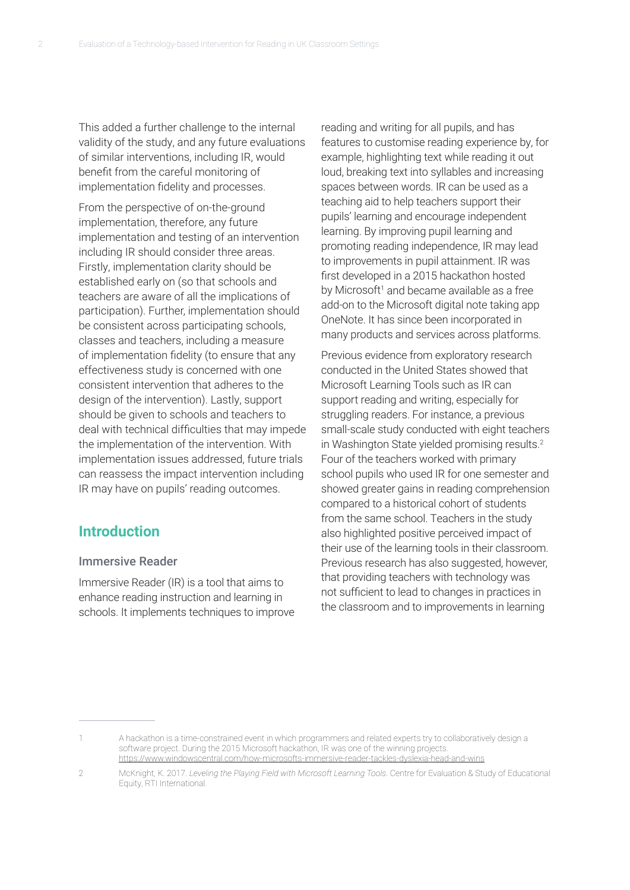This added a further challenge to the internal validity of the study, and any future evaluations of similar interventions, including IR, would benefit from the careful monitoring of implementation fidelity and processes.

From the perspective of on-the-ground implementation, therefore, any future implementation and testing of an intervention including IR should consider three areas. Firstly, implementation clarity should be established early on (so that schools and teachers are aware of all the implications of participation). Further, implementation should be consistent across participating schools, classes and teachers, including a measure of implementation fidelity (to ensure that any effectiveness study is concerned with one consistent intervention that adheres to the design of the intervention). Lastly, support should be given to schools and teachers to deal with technical difficulties that may impede the implementation of the intervention. With implementation issues addressed, future trials can reassess the impact intervention including IR may have on pupils' reading outcomes.

## Introduction

### Immersive Reader

Immersive Reader (IR) is a tool that aims to enhance reading instruction and learning in schools. It implements techniques to improve reading and writing for all pupils, and has features to customise reading experience by, for example, highlighting text while reading it out loud, breaking text into syllables and increasing spaces between words. IR can be used as a teaching aid to help teachers support their pupils' learning and encourage independent learning. By improving pupil learning and promoting reading independence, IR may lead to improvements in pupil attainment. IR was first developed in a 2015 hackathon hosted by Microsoft[1] and became available as a free add-on to the Microsoft digital note taking app OneNote. It has since been incorporated in many products and services across platforms.

Previous evidence from exploratory research conducted in the United States showed that Microsoft Learning Tools such as IR can support reading and writing, especially for struggling readers. For instance, a previous small-scale study conducted with eight teachers in Washington State yielded promising results.[2] Four of the teachers worked with primary school pupils who used IR for one semester and showed greater gains in reading comprehension compared to a historical cohort of students from the same school. Teachers in the study also highlighted positive perceived impact of their use of the learning tools in their classroom. Previous research has also suggested, however, that providing teachers with technology was not sufficient to lead to changes in practices in the classroom and to improvements in learning

---

1 A hackathon is a time-constrained event in which programmers and related experts try to collaboratively design a software project. During the 2015 Microsoft hackathon, IR was one of the winning projects. https://www.windowscentral.com/how-microsofts-immersive-reader-tackles-dyslexia-head-and-wins

2 McKnight, K. 2017. *Leveling the Playing Field with Microsoft Learning Tools*. Centre for Evaluation & Study of Educational Equity, RTI International.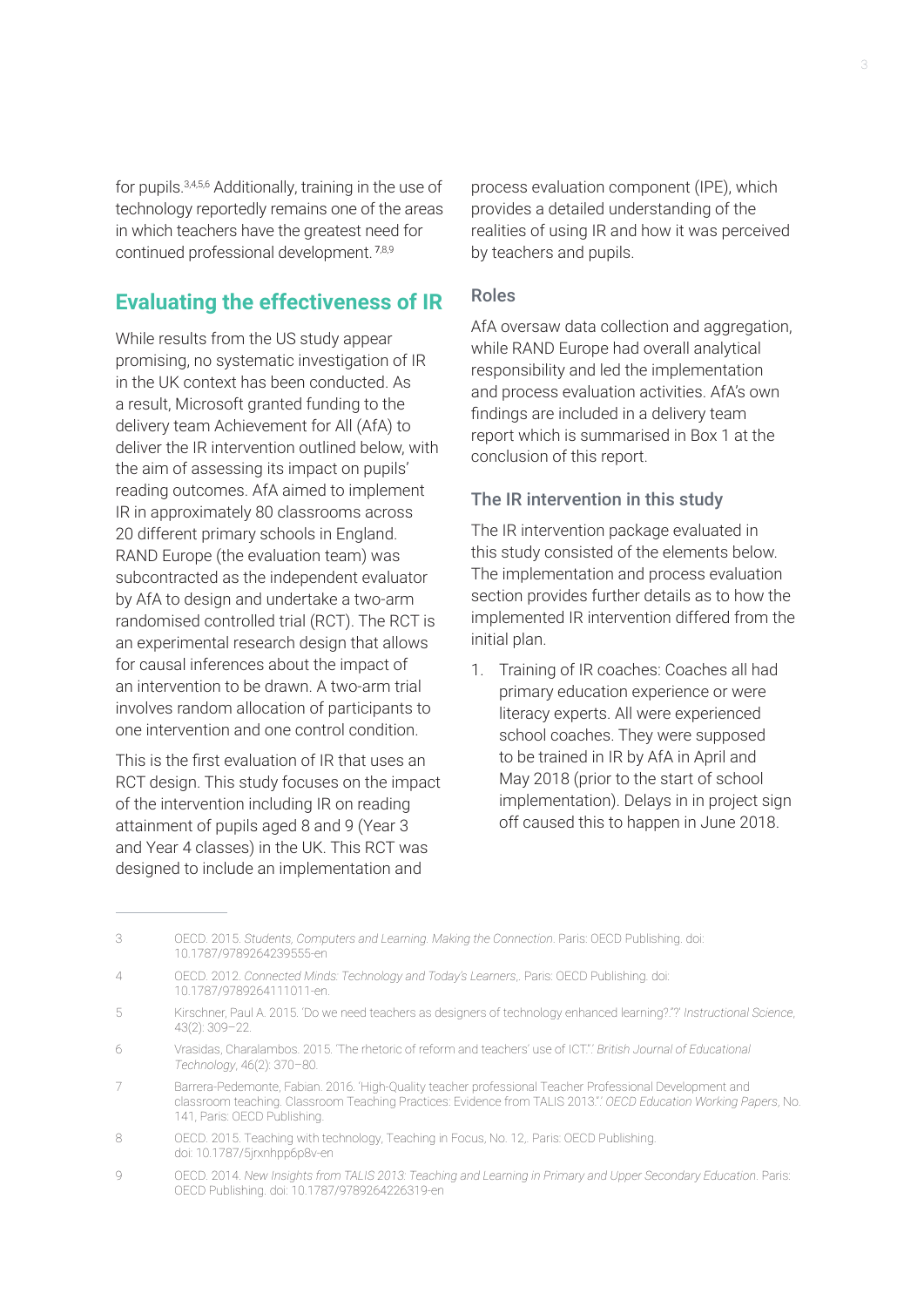for pupils.[3,4,5,6] Additionally, training in the use of technology reportedly remains one of the areas in which teachers have the greatest need for continued professional development.[7,8,9]

## Evaluating the effectiveness of IR

While results from the US study appear promising, no systematic investigation of IR in the UK context has been conducted. As a result, Microsoft granted funding to the delivery team Achievement for All (AfA) to deliver the IR intervention outlined below, with the aim of assessing its impact on pupils' reading outcomes. AfA aimed to implement IR in approximately 80 classrooms across 20 different primary schools in England. RAND Europe (the evaluation team) was subcontracted as the independent evaluator by AfA to design and undertake a two-arm randomised controlled trial (RCT). The RCT is an experimental research design that allows for causal inferences about the impact of an intervention to be drawn. A two-arm trial involves random allocation of participants to one intervention and one control condition.

This is the first evaluation of IR that uses an RCT design. This study focuses on the impact of the intervention including IR on reading attainment of pupils aged 8 and 9 (Year 3 and Year 4 classes) in the UK. This RCT was designed to include an implementation and process evaluation component (IPE), which provides a detailed understanding of the realities of using IR and how it was perceived by teachers and pupils.

### Roles

AfA oversaw data collection and aggregation, while RAND Europe had overall analytical responsibility and led the implementation and process evaluation activities. AfA's own findings are included in a delivery team report which is summarised in Box 1 at the conclusion of this report.

### The IR intervention in this study

The IR intervention package evaluated in this study consisted of the elements below. The implementation and process evaluation section provides further details as to how the implemented IR intervention differed from the initial plan.

1. Training of IR coaches: Coaches all had primary education experience or were literacy experts. All were experienced school coaches. They were supposed to be trained in IR by AfA in April and May 2018 (prior to the start of school implementation). Delays in in project sign off caused this to happen in June 2018.

---

3 OECD. 2015. *Students, Computers and Learning. Making the Connection*. Paris: OECD Publishing. doi: 10.1787/9789264239555-en

4 OECD. 2012. *Connected Minds: Technology and Today's Learners*,. Paris: OECD Publishing. doi: 10.1787/9789264111011-en.

5 Kirschner, Paul A. 2015. 'Do we need teachers as designers of technology enhanced learning?"?' *Instructional Science*, 43(2): 309–22.

6 Vrasidas, Charalambos. 2015. 'The rhetoric of reform and teachers' use of ICT".' *British Journal of Educational Technology*, 46(2): 370–80.

7 Barrera-Pedemonte, Fabian. 2016. 'High-Quality teacher professional Teacher Professional Development and classroom teaching. Classroom Teaching Practices: Evidence from TALIS 2013".' *OECD Education Working Papers*, No. 141, Paris: OECD Publishing.

8 OECD. 2015. Teaching with technology, Teaching in Focus, No. 12,. Paris: OECD Publishing. doi: 10.1787/5jrxnhpp6p8v-en

9 OECD. 2014. *New Insights from TALIS 2013: Teaching and Learning in Primary and Upper Secondary Education*. Paris: OECD Publishing. doi: 10.1787/9789264226319-en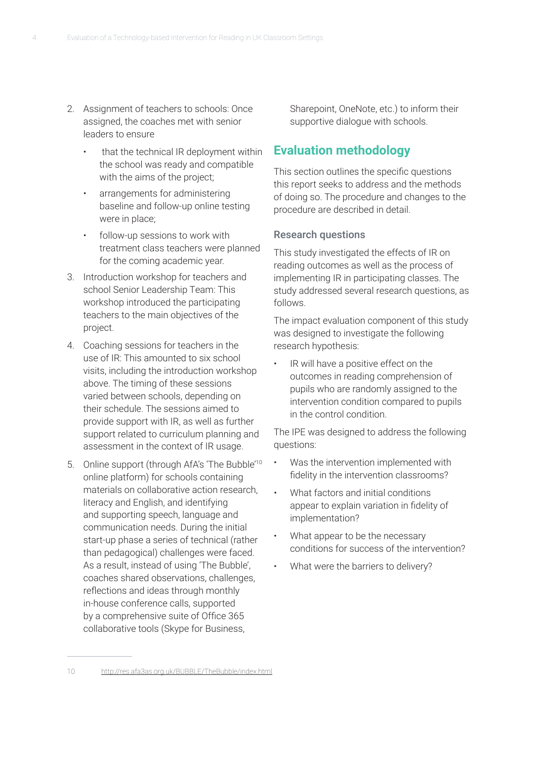2. Assignment of teachers to schools: Once assigned, the coaches met with senior leaders to ensure
   - that the technical IR deployment within the school was ready and compatible with the aims of the project;
   - arrangements for administering baseline and follow-up online testing were in place;
   - follow-up sessions to work with treatment class teachers were planned for the coming academic year.
3. Introduction workshop for teachers and school Senior Leadership Team: This workshop introduced the participating teachers to the main objectives of the project.
4. Coaching sessions for teachers in the use of IR: This amounted to six school visits, including the introduction workshop above. The timing of these sessions varied between schools, depending on their schedule. The sessions aimed to provide support with IR, as well as further support related to curriculum planning and assessment in the context of IR usage.
5. Online support (through AfA's 'The Bubble'[10] online platform) for schools containing materials on collaborative action research, literacy and English, and identifying and supporting speech, language and communication needs. During the initial start-up phase a series of technical (rather than pedagogical) challenges were faced. As a result, instead of using 'The Bubble', coaches shared observations, challenges, reflections and ideas through monthly in-house conference calls, supported by a comprehensive suite of Office 365 collaborative tools (Skype for Business, Sharepoint, OneNote, etc.) to inform their supportive dialogue with schools.

## Evaluation methodology

This section outlines the specific questions this report seeks to address and the methods of doing so. The procedure and changes to the procedure are described in detail.

### Research questions

This study investigated the effects of IR on reading outcomes as well as the process of implementing IR in participating classes. The study addressed several research questions, as follows.

The impact evaluation component of this study was designed to investigate the following research hypothesis:

- IR will have a positive effect on the outcomes in reading comprehension of pupils who are randomly assigned to the intervention condition compared to pupils in the control condition.

The IPE was designed to address the following questions:

- Was the intervention implemented with fidelity in the intervention classrooms?
- What factors and initial conditions appear to explain variation in fidelity of implementation?
- What appear to be the necessary conditions for success of the intervention?
- What were the barriers to delivery?

---

10 http://res.afa3as.org.uk/BUBBLE/TheBubble/index.html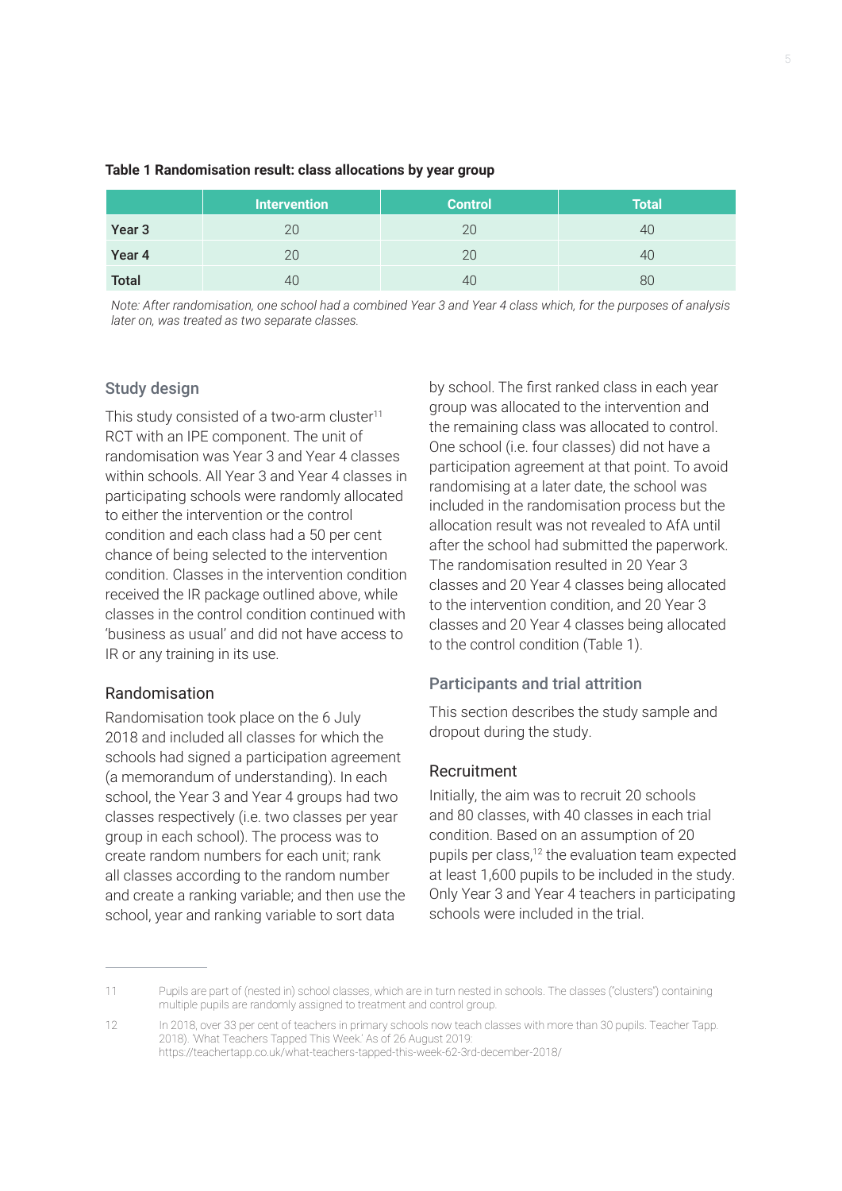**Table 1 Randomisation result: class allocations by year group**

| | Intervention | Control | Total |
|---|---|---|---|
| **Year 3** | 20 | 20 | 40 |
| **Year 4** | 20 | 20 | 40 |
| **Total** | 40 | 40 | 80 |

*Note: After randomisation, one school had a combined Year 3 and Year 4 class which, for the purposes of analysis later on, was treated as two separate classes.*

## Study design

This study consisted of a two-arm cluster[11] RCT with an IPE component. The unit of randomisation was Year 3 and Year 4 classes within schools. All Year 3 and Year 4 classes in participating schools were randomly allocated to either the intervention or the control condition and each class had a 50 per cent chance of being selected to the intervention condition. Classes in the intervention condition received the IR package outlined above, while classes in the control condition continued with 'business as usual' and did not have access to IR or any training in its use.

### Randomisation

Randomisation took place on the 6 July 2018 and included all classes for which the schools had signed a participation agreement (a memorandum of understanding). In each school, the Year 3 and Year 4 groups had two classes respectively (i.e. two classes per year group in each school). The process was to create random numbers for each unit; rank all classes according to the random number and create a ranking variable; and then use the school, year and ranking variable to sort data by school. The first ranked class in each year group was allocated to the intervention and the remaining class was allocated to control. One school (i.e. four classes) did not have a participation agreement at that point. To avoid randomising at a later date, the school was included in the randomisation process but the allocation result was not revealed to AfA until after the school had submitted the paperwork. The randomisation resulted in 20 Year 3 classes and 20 Year 4 classes being allocated to the intervention condition, and 20 Year 3 classes and 20 Year 4 classes being allocated to the control condition (Table 1).

## Participants and trial attrition

This section describes the study sample and dropout during the study.

### Recruitment

Initially, the aim was to recruit 20 schools and 80 classes, with 40 classes in each trial condition. Based on an assumption of 20 pupils per class,[12] the evaluation team expected at least 1,600 pupils to be included in the study. Only Year 3 and Year 4 teachers in participating schools were included in the trial.

---

11 Pupils are part of (nested in) school classes, which are in turn nested in schools. The classes ('clusters') containing multiple pupils are randomly assigned to treatment and control group.

12 In 2018, over 33 per cent of teachers in primary schools now teach classes with more than 30 pupils. Teacher Tapp. 2018). 'What Teachers Tapped This Week.' As of 26 August 2019. https://teachertapp.co.uk/what-teachers-tapped-this-week-62-3rd-december-2018/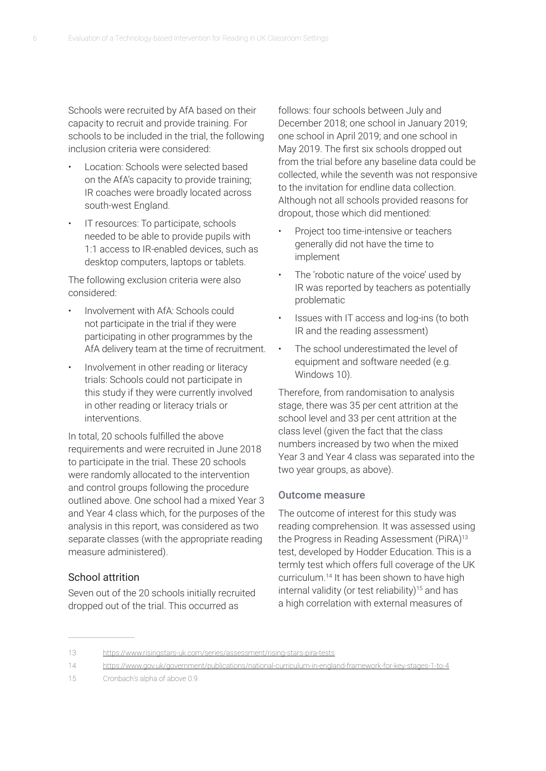Schools were recruited by AfA based on their capacity to recruit and provide training. For schools to be included in the trial, the following inclusion criteria were considered:

- Location: Schools were selected based on the AfA's capacity to provide training; IR coaches were broadly located across south-west England.
- IT resources: To participate, schools needed to be able to provide pupils with 1:1 access to IR-enabled devices, such as desktop computers, laptops or tablets.

The following exclusion criteria were also considered:

- Involvement with AfA: Schools could not participate in the trial if they were participating in other programmes by the AfA delivery team at the time of recruitment.
- Involvement in other reading or literacy trials: Schools could not participate in this study if they were currently involved in other reading or literacy trials or interventions.

In total, 20 schools fulfilled the above requirements and were recruited in June 2018 to participate in the trial. These 20 schools were randomly allocated to the intervention and control groups following the procedure outlined above. One school had a mixed Year 3 and Year 4 class which, for the purposes of the analysis in this report, was considered as two separate classes (with the appropriate reading measure administered).

### School attrition

Seven out of the 20 schools initially recruited dropped out of the trial. This occurred as follows: four schools between July and December 2018; one school in January 2019; one school in April 2019; and one school in May 2019. The first six schools dropped out from the trial before any baseline data could be collected, while the seventh was not responsive to the invitation for endline data collection. Although not all schools provided reasons for dropout, those which did mentioned:

- Project too time-intensive or teachers generally did not have the time to implement
- The 'robotic nature of the voice' used by IR was reported by teachers as potentially problematic
- Issues with IT access and log-ins (to both IR and the reading assessment)
- The school underestimated the level of equipment and software needed (e.g. Windows 10).

Therefore, from randomisation to analysis stage, there was 35 per cent attrition at the school level and 33 per cent attrition at the class level (given the fact that the class numbers increased by two when the mixed Year 3 and Year 4 class was separated into the two year groups, as above).

### Outcome measure

The outcome of interest for this study was reading comprehension. It was assessed using the Progress in Reading Assessment (PiRA)[13] test, developed by Hodder Education. This is a termly test which offers full coverage of the UK curriculum.[14] It has been shown to have high internal validity (or test reliability)[15] and has a high correlation with external measures of

---

13 https://www.risingstars-uk.com/series/assessment/rising-stars-pira-tests

14 https://www.gov.uk/government/publications/national-curriculum-in-england-framework-for-key-stages-1-to-4

15 Cronbach's alpha of above 0.9.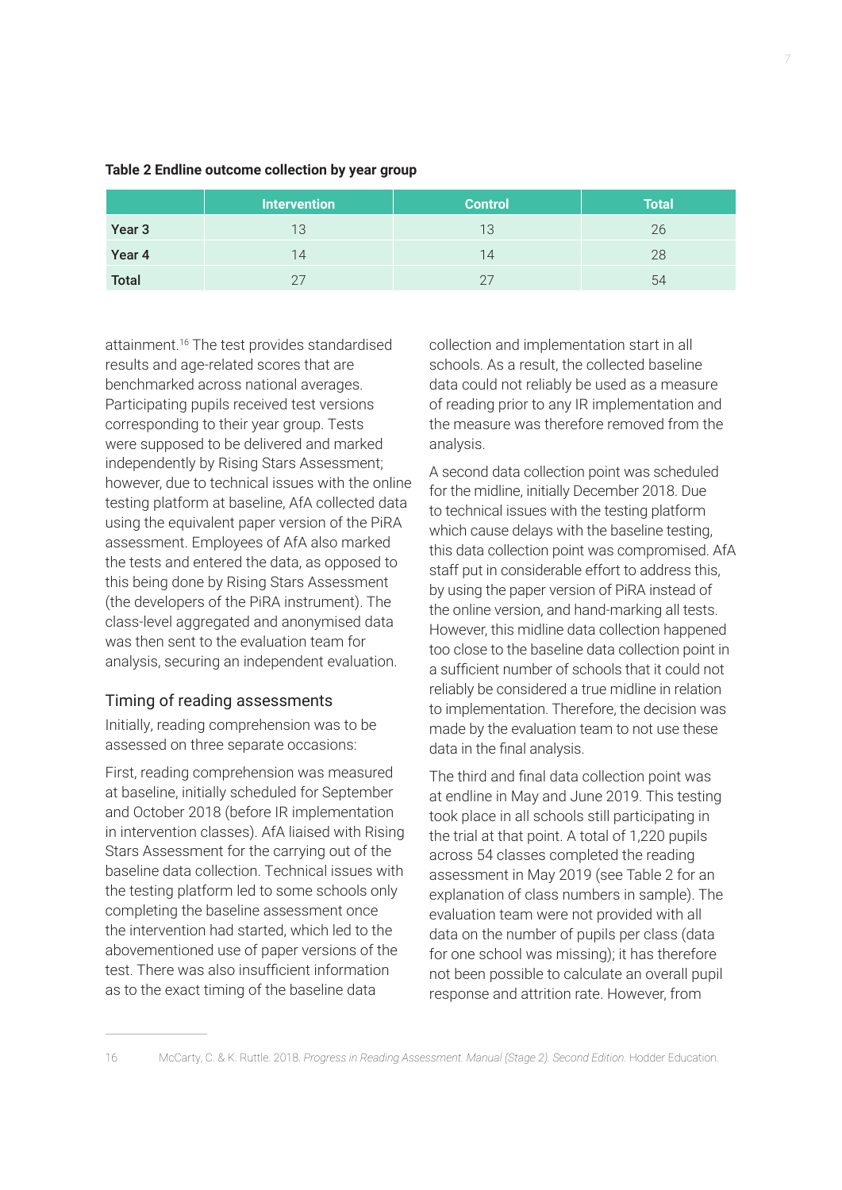**Table 2 Endline outcome collection by year group**

| | Intervention | Control | Total |
|---|---|---|---|
| **Year 3** | 13 | 13 | 26 |
| **Year 4** | 14 | 14 | 28 |
| **Total** | 27 | 27 | 54 |

attainment.[16] The test provides standardised results and age-related scores that are benchmarked across national averages. Participating pupils received test versions corresponding to their year group. Tests were supposed to be delivered and marked independently by Rising Stars Assessment; however, due to technical issues with the online testing platform at baseline, AfA collected data using the equivalent paper version of the PiRA assessment. Employees of AfA also marked the tests and entered the data, as opposed to this being done by Rising Stars Assessment (the developers of the PiRA instrument). The class-level aggregated and anonymised data was then sent to the evaluation team for analysis, securing an independent evaluation.

## Timing of reading assessments

Initially, reading comprehension was to be assessed on three separate occasions:

First, reading comprehension was measured at baseline, initially scheduled for September and October 2018 (before IR implementation in intervention classes). AfA liaised with Rising Stars Assessment for the carrying out of the baseline data collection. Technical issues with the testing platform led to some schools only completing the baseline assessment once the intervention had started, which led to the abovementioned use of paper versions of the test. There was also insufficient information as to the exact timing of the baseline data collection and implementation start in all schools. As a result, the collected baseline data could not reliably be used as a measure of reading prior to any IR implementation and the measure was therefore removed from the analysis.

A second data collection point was scheduled for the midline, initially December 2018. Due to technical issues with the testing platform which cause delays with the baseline testing, this data collection point was compromised. AfA staff put in considerable effort to address this, by using the paper version of PiRA instead of the online version, and hand-marking all tests. However, this midline data collection happened too close to the baseline data collection point in a sufficient number of schools that it could not reliably be considered a true midline in relation to implementation. Therefore, the decision was made by the evaluation team to not use these data in the final analysis.

The third and final data collection point was at endline in May and June 2019. This testing took place in all schools still participating in the trial at that point. A total of 1,220 pupils across 54 classes completed the reading assessment in May 2019 (see Table 2 for an explanation of class numbers in sample). The evaluation team were not provided with all data on the number of pupils per class (data for one school was missing); it has therefore not been possible to calculate an overall pupil response and attrition rate. However, from

---

16 McCarty, C. & K. Ruttle. 2018. *Progress in Reading Assessment. Manual (Stage 2). Second Edition.* Hodder Education.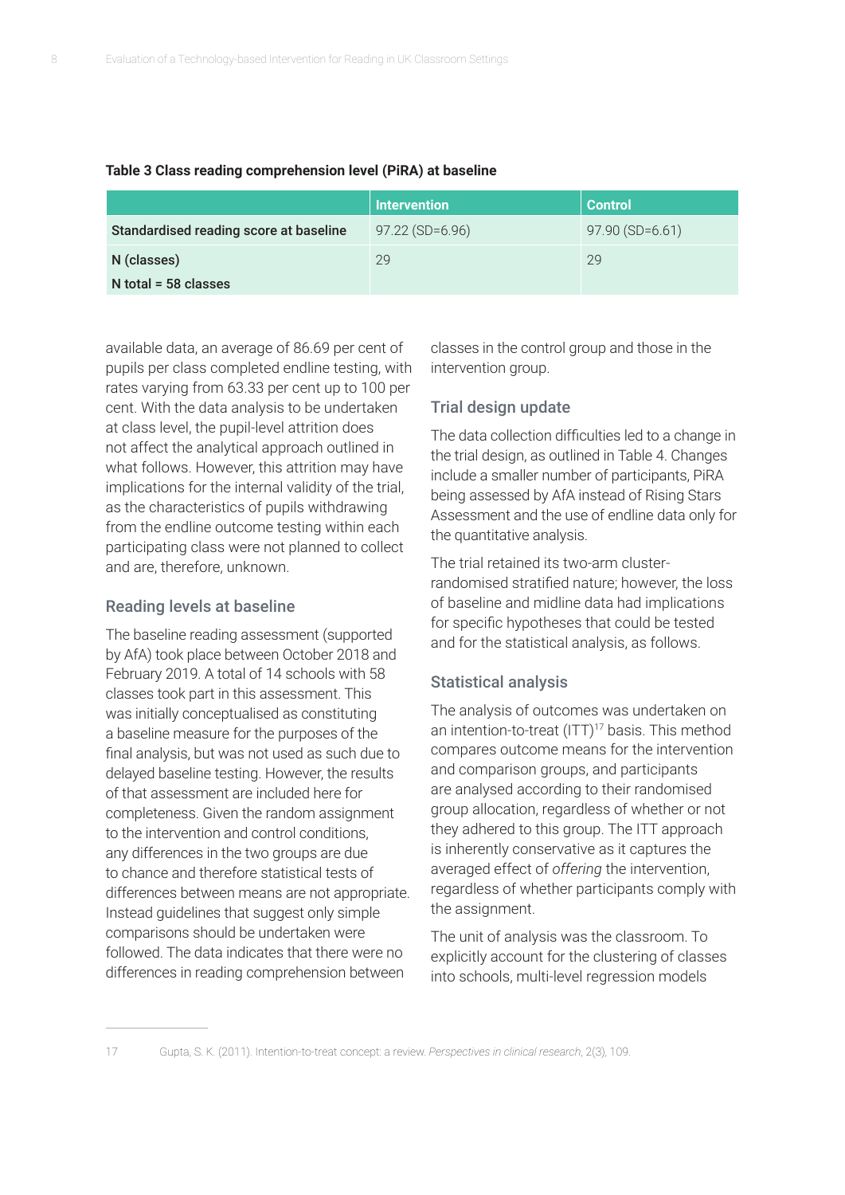**Table 3 Class reading comprehension level (PiRA) at baseline**

| | Intervention | Control |
|---|---|---|
| **Standardised reading score at baseline** | 97.22 (SD=6.96) | 97.90 (SD=6.61) |
| **N (classes)**<br>**N total = 58 classes** | 29 | 29 |

available data, an average of 86.69 per cent of pupils per class completed endline testing, with rates varying from 63.33 per cent up to 100 per cent. With the data analysis to be undertaken at class level, the pupil-level attrition does not affect the analytical approach outlined in what follows. However, this attrition may have implications for the internal validity of the trial, as the characteristics of pupils withdrawing from the endline outcome testing within each participating class were not planned to collect and are, therefore, unknown.

## Reading levels at baseline

The baseline reading assessment (supported by AfA) took place between October 2018 and February 2019. A total of 14 schools with 58 classes took part in this assessment. This was initially conceptualised as constituting a baseline measure for the purposes of the final analysis, but was not used as such due to delayed baseline testing. However, the results of that assessment are included here for completeness. Given the random assignment to the intervention and control conditions, any differences in the two groups are due to chance and therefore statistical tests of differences between means are not appropriate. Instead guidelines that suggest only simple comparisons should be undertaken were followed. The data indicates that there were no differences in reading comprehension between classes in the control group and those in the intervention group.

## Trial design update

The data collection difficulties led to a change in the trial design, as outlined in Table 4. Changes include a smaller number of participants, PiRA being assessed by AfA instead of Rising Stars Assessment and the use of endline data only for the quantitative analysis.

The trial retained its two-arm cluster-randomised stratified nature; however, the loss of baseline and midline data had implications for specific hypotheses that could be tested and for the statistical analysis, as follows.

## Statistical analysis

The analysis of outcomes was undertaken on an intention-to-treat (ITT)[17] basis. This method compares outcome means for the intervention and comparison groups, and participants are analysed according to their randomised group allocation, regardless of whether or not they adhered to this group. The ITT approach is inherently conservative as it captures the averaged effect of *offering* the intervention, regardless of whether participants comply with the assignment.

The unit of analysis was the classroom. To explicitly account for the clustering of classes into schools, multi-level regression models

---

17 Gupta, S. K. (2011). Intention-to-treat concept: a review. *Perspectives in clinical research*, 2(3), 109.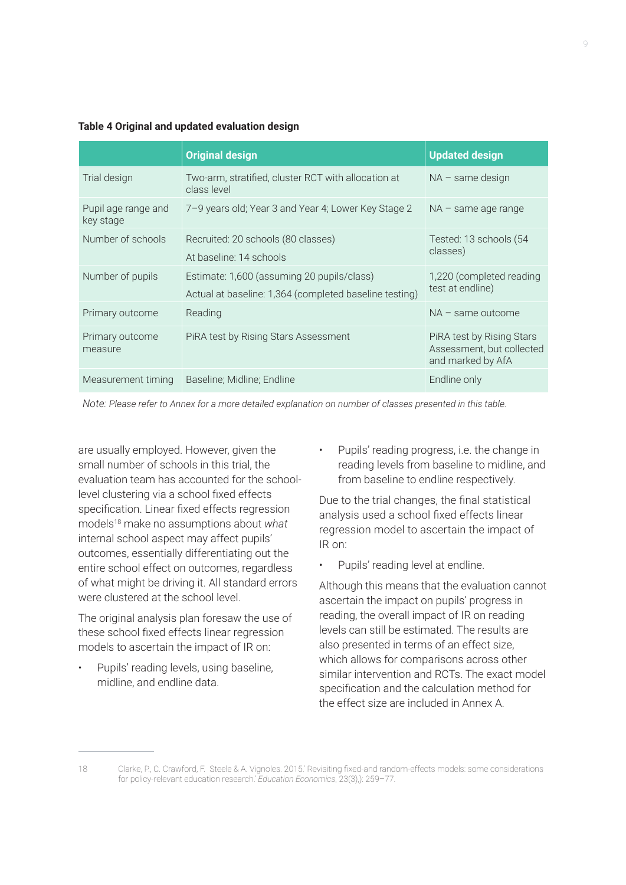**Table 4 Original and updated evaluation design**

| | Original design | Updated design |
|---|---|---|
| Trial design | Two-arm, stratified, cluster RCT with allocation at class level | NA – same design |
| Pupil age range and key stage | 7–9 years old; Year 3 and Year 4; Lower Key Stage 2 | NA – same age range |
| Number of schools | Recruited: 20 schools (80 classes)<br>At baseline: 14 schools | Tested: 13 schools (54 classes) |
| Number of pupils | Estimate: 1,600 (assuming 20 pupils/class)<br>Actual at baseline: 1,364 (completed baseline testing) | 1,220 (completed reading test at endline) |
| Primary outcome | Reading | NA – same outcome |
| Primary outcome measure | PiRA test by Rising Stars Assessment | PiRA test by Rising Stars Assessment, but collected and marked by AfA |
| Measurement timing | Baseline; Midline; Endline | Endline only |

Note: *Please refer to Annex for a more detailed explanation on number of classes presented in this table.*

are usually employed. However, given the small number of schools in this trial, the evaluation team has accounted for the school-level clustering via a school fixed effects specification. Linear fixed effects regression models[18] make no assumptions about *what* internal school aspect may affect pupils' outcomes, essentially differentiating out the entire school effect on outcomes, regardless of what might be driving it. All standard errors were clustered at the school level.

The original analysis plan foresaw the use of these school fixed effects linear regression models to ascertain the impact of IR on:

- Pupils' reading levels, using baseline, midline, and endline data.
- Pupils' reading progress, i.e. the change in reading levels from baseline to midline, and from baseline to endline respectively.

Due to the trial changes, the final statistical analysis used a school fixed effects linear regression model to ascertain the impact of IR on:

- Pupils' reading level at endline.

Although this means that the evaluation cannot ascertain the impact on pupils' progress in reading, the overall impact of IR on reading levels can still be estimated. The results are also presented in terms of an effect size, which allows for comparisons across other similar intervention and RCTs. The exact model specification and the calculation method for the effect size are included in Annex A.

18 Clarke, P., C. Crawford, F. Steele & A. Vignoles. 2015.' Revisiting fixed-and random-effects models: some considerations for policy-relevant education research.' *Education Economics*, 23(3),): 259–77.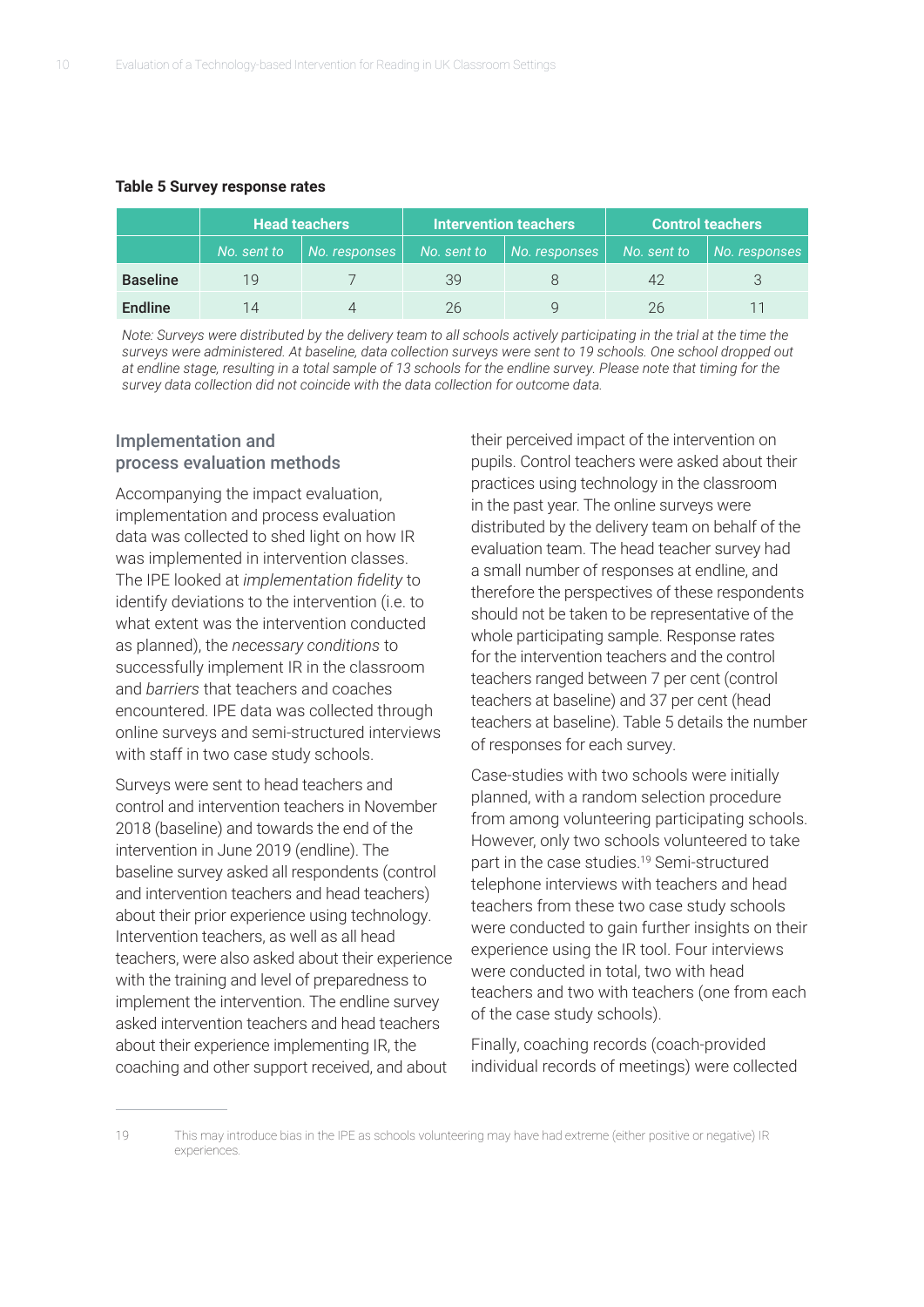**Table 5 Survey response rates**

| | Head teachers | | Intervention teachers | | Control teachers | |
|---|---|---|---|---|---|---|
| | *No. sent to* | *No. responses* | *No. sent to* | *No. responses* | *No. sent to* | *No. responses* |
| **Baseline** | 19 | 7 | 39 | 8 | 42 | 3 |
| **Endline** | 14 | 4 | 26 | 9 | 26 | 11 |

*Note: Surveys were distributed by the delivery team to all schools actively participating in the trial at the time the surveys were administered. At baseline, data collection surveys were sent to 19 schools. One school dropped out at endline stage, resulting in a total sample of 13 schools for the endline survey. Please note that timing for the survey data collection did not coincide with the data collection for outcome data.*

## Implementation and process evaluation methods

Accompanying the impact evaluation, implementation and process evaluation data was collected to shed light on how IR was implemented in intervention classes. The IPE looked at *implementation fidelity* to identify deviations to the intervention (i.e. to what extent was the intervention conducted as planned), the *necessary conditions* to successfully implement IR in the classroom and *barriers* that teachers and coaches encountered. IPE data was collected through online surveys and semi-structured interviews with staff in two case study schools.

Surveys were sent to head teachers and control and intervention teachers in November 2018 (baseline) and towards the end of the intervention in June 2019 (endline). The baseline survey asked all respondents (control and intervention teachers and head teachers) about their prior experience using technology. Intervention teachers, as well as all head teachers, were also asked about their experience with the training and level of preparedness to implement the intervention. The endline survey asked intervention teachers and head teachers about their experience implementing IR, the coaching and other support received, and about their perceived impact of the intervention on pupils. Control teachers were asked about their practices using technology in the classroom in the past year. The online surveys were distributed by the delivery team on behalf of the evaluation team. The head teacher survey had a small number of responses at endline, and therefore the perspectives of these respondents should not be taken to be representative of the whole participating sample. Response rates for the intervention teachers and the control teachers ranged between 7 per cent (control teachers at baseline) and 37 per cent (head teachers at baseline). Table 5 details the number of responses for each survey.

Case-studies with two schools were initially planned, with a random selection procedure from among volunteering participating schools. However, only two schools volunteered to take part in the case studies.[19] Semi-structured telephone interviews with teachers and head teachers from these two case study schools were conducted to gain further insights on their experience using the IR tool. Four interviews were conducted in total, two with head teachers and two with teachers (one from each of the case study schools).

Finally, coaching records (coach-provided individual records of meetings) were collected

---

19 This may introduce bias in the IPE as schools volunteering may have had extreme (either positive or negative) IR experiences.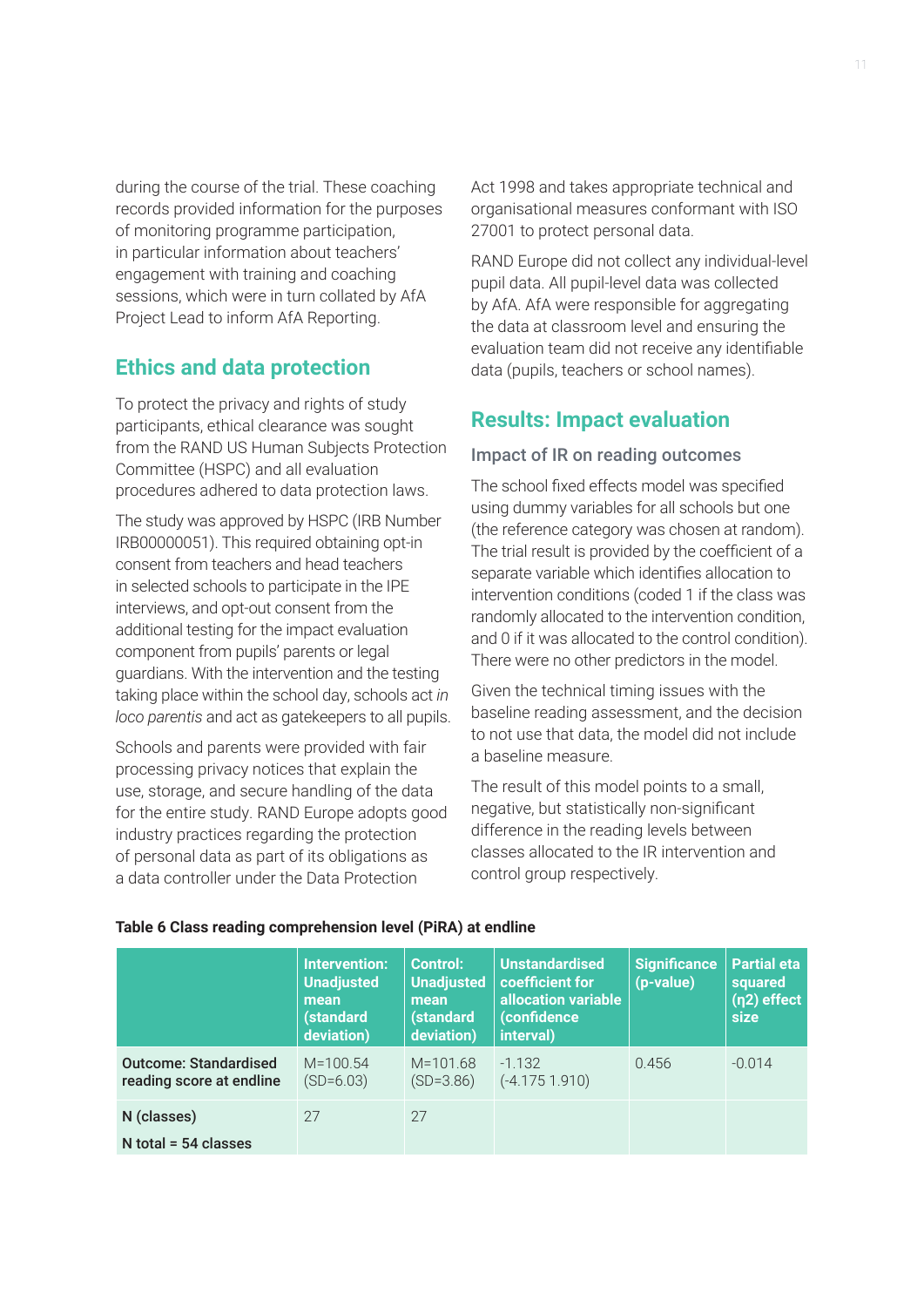during the course of the trial. These coaching records provided information for the purposes of monitoring programme participation, in particular information about teachers' engagement with training and coaching sessions, which were in turn collated by AfA Project Lead to inform AfA Reporting.

## Ethics and data protection

To protect the privacy and rights of study participants, ethical clearance was sought from the RAND US Human Subjects Protection Committee (HSPC) and all evaluation procedures adhered to data protection laws.

The study was approved by HSPC (IRB Number IRB00000051). This required obtaining opt-in consent from teachers and head teachers in selected schools to participate in the IPE interviews, and opt-out consent from the additional testing for the impact evaluation component from pupils' parents or legal guardians. With the intervention and the testing taking place within the school day, schools act *in loco parentis* and act as gatekeepers to all pupils.

Schools and parents were provided with fair processing privacy notices that explain the use, storage, and secure handling of the data for the entire study. RAND Europe adopts good industry practices regarding the protection of personal data as part of its obligations as a data controller under the Data Protection Act 1998 and takes appropriate technical and organisational measures conformant with ISO 27001 to protect personal data.

RAND Europe did not collect any individual-level pupil data. All pupil-level data was collected by AfA. AfA were responsible for aggregating the data at classroom level and ensuring the evaluation team did not receive any identifiable data (pupils, teachers or school names).

## Results: Impact evaluation

### Impact of IR on reading outcomes

The school fixed effects model was specified using dummy variables for all schools but one (the reference category was chosen at random). The trial result is provided by the coefficient of a separate variable which identifies allocation to intervention conditions (coded 1 if the class was randomly allocated to the intervention condition, and 0 if it was allocated to the control condition). There were no other predictors in the model.

Given the technical timing issues with the baseline reading assessment, and the decision to not use that data, the model did not include a baseline measure.

The result of this model points to a small, negative, but statistically non-significant difference in the reading levels between classes allocated to the IR intervention and control group respectively.

**Table 6 Class reading comprehension level (PiRA) at endline**

| | Intervention: Unadjusted mean (standard deviation) | Control: Unadjusted mean (standard deviation) | Unstandardised coefficient for allocation variable (confidence interval) | Significance (p-value) | Partial eta squared (η2) effect size |
|---|---|---|---|---|---|
| **Outcome: Standardised reading score at endline** | M=100.54 (SD=6.03) | M=101.68 (SD=3.86) | -1.132 (-4.175 1.910) | 0.456 | -0.014 |
| **N (classes)** **N total = 54 classes** | 27 | 27 | | | |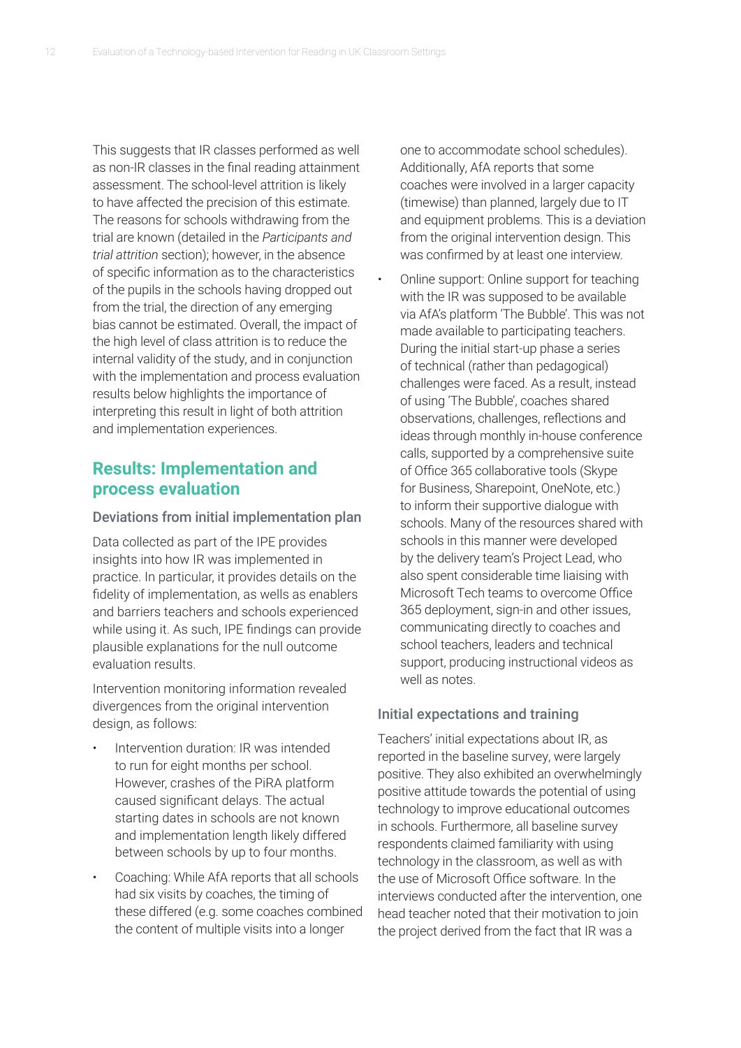This suggests that IR classes performed as well as non-IR classes in the final reading attainment assessment. The school-level attrition is likely to have affected the precision of this estimate. The reasons for schools withdrawing from the trial are known (detailed in the *Participants and trial attrition* section); however, in the absence of specific information as to the characteristics of the pupils in the schools having dropped out from the trial, the direction of any emerging bias cannot be estimated. Overall, the impact of the high level of class attrition is to reduce the internal validity of the study, and in conjunction with the implementation and process evaluation results below highlights the importance of interpreting this result in light of both attrition and implementation experiences.

## Results: Implementation and process evaluation

### Deviations from initial implementation plan

Data collected as part of the IPE provides insights into how IR was implemented in practice. In particular, it provides details on the fidelity of implementation, as wells as enablers and barriers teachers and schools experienced while using it. As such, IPE findings can provide plausible explanations for the null outcome evaluation results.

Intervention monitoring information revealed divergences from the original intervention design, as follows:

- Intervention duration: IR was intended to run for eight months per school. However, crashes of the PiRA platform caused significant delays. The actual starting dates in schools are not known and implementation length likely differed between schools by up to four months.
- Coaching: While AfA reports that all schools had six visits by coaches, the timing of these differed (e.g. some coaches combined the content of multiple visits into a longer one to accommodate school schedules). Additionally, AfA reports that some coaches were involved in a larger capacity (timewise) than planned, largely due to IT and equipment problems. This is a deviation from the original intervention design. This was confirmed by at least one interview.
- Online support: Online support for teaching with the IR was supposed to be available via AfA's platform 'The Bubble'. This was not made available to participating teachers. During the initial start-up phase a series of technical (rather than pedagogical) challenges were faced. As a result, instead of using 'The Bubble', coaches shared observations, challenges, reflections and ideas through monthly in-house conference calls, supported by a comprehensive suite of Office 365 collaborative tools (Skype for Business, Sharepoint, OneNote, etc.) to inform their supportive dialogue with schools. Many of the resources shared with schools in this manner were developed by the delivery team's Project Lead, who also spent considerable time liaising with Microsoft Tech teams to overcome Office 365 deployment, sign-in and other issues, communicating directly to coaches and school teachers, leaders and technical support, producing instructional videos as well as notes.

### Initial expectations and training

Teachers' initial expectations about IR, as reported in the baseline survey, were largely positive. They also exhibited an overwhelmingly positive attitude towards the potential of using technology to improve educational outcomes in schools. Furthermore, all baseline survey respondents claimed familiarity with using technology in the classroom, as well as with the use of Microsoft Office software. In the interviews conducted after the intervention, one head teacher noted that their motivation to join the project derived from the fact that IR was a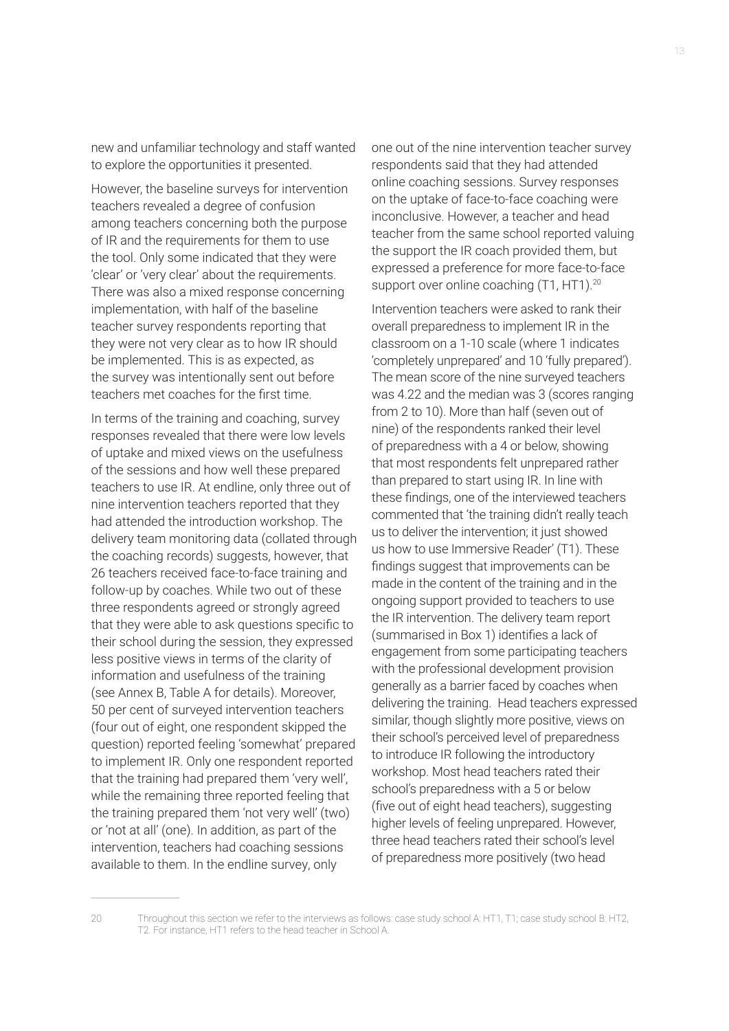new and unfamiliar technology and staff wanted to explore the opportunities it presented.

However, the baseline surveys for intervention teachers revealed a degree of confusion among teachers concerning both the purpose of IR and the requirements for them to use the tool. Only some indicated that they were 'clear' or 'very clear' about the requirements. There was also a mixed response concerning implementation, with half of the baseline teacher survey respondents reporting that they were not very clear as to how IR should be implemented. This is as expected, as the survey was intentionally sent out before teachers met coaches for the first time.

In terms of the training and coaching, survey responses revealed that there were low levels of uptake and mixed views on the usefulness of the sessions and how well these prepared teachers to use IR. At endline, only three out of nine intervention teachers reported that they had attended the introduction workshop. The delivery team monitoring data (collated through the coaching records) suggests, however, that 26 teachers received face-to-face training and follow-up by coaches. While two out of these three respondents agreed or strongly agreed that they were able to ask questions specific to their school during the session, they expressed less positive views in terms of the clarity of information and usefulness of the training (see Annex B, Table A for details). Moreover, 50 per cent of surveyed intervention teachers (four out of eight, one respondent skipped the question) reported feeling 'somewhat' prepared to implement IR. Only one respondent reported that the training had prepared them 'very well', while the remaining three reported feeling that the training prepared them 'not very well' (two) or 'not at all' (one). In addition, as part of the intervention, teachers had coaching sessions available to them. In the endline survey, only one out of the nine intervention teacher survey respondents said that they had attended online coaching sessions. Survey responses on the uptake of face-to-face coaching were inconclusive. However, a teacher and head teacher from the same school reported valuing the support the IR coach provided them, but expressed a preference for more face-to-face support over online coaching (T1, HT1).[20]

Intervention teachers were asked to rank their overall preparedness to implement IR in the classroom on a 1-10 scale (where 1 indicates 'completely unprepared' and 10 'fully prepared'). The mean score of the nine surveyed teachers was 4.22 and the median was 3 (scores ranging from 2 to 10). More than half (seven out of nine) of the respondents ranked their level of preparedness with a 4 or below, showing that most respondents felt unprepared rather than prepared to start using IR. In line with these findings, one of the interviewed teachers commented that 'the training didn't really teach us to deliver the intervention; it just showed us how to use Immersive Reader' (T1). These findings suggest that improvements can be made in the content of the training and in the ongoing support provided to teachers to use the IR intervention. The delivery team report (summarised in Box 1) identifies a lack of engagement from some participating teachers with the professional development provision generally as a barrier faced by coaches when delivering the training. Head teachers expressed similar, though slightly more positive, views on their school's perceived level of preparedness to introduce IR following the introductory workshop. Most head teachers rated their school's preparedness with a 5 or below (five out of eight head teachers), suggesting higher levels of feeling unprepared. However, three head teachers rated their school's level of preparedness more positively (two head

---

20 Throughout this section we refer to the interviews as follows: case study school A: HT1, T1; case study school B: HT2, T2. For instance, HT1 refers to the head teacher in School A.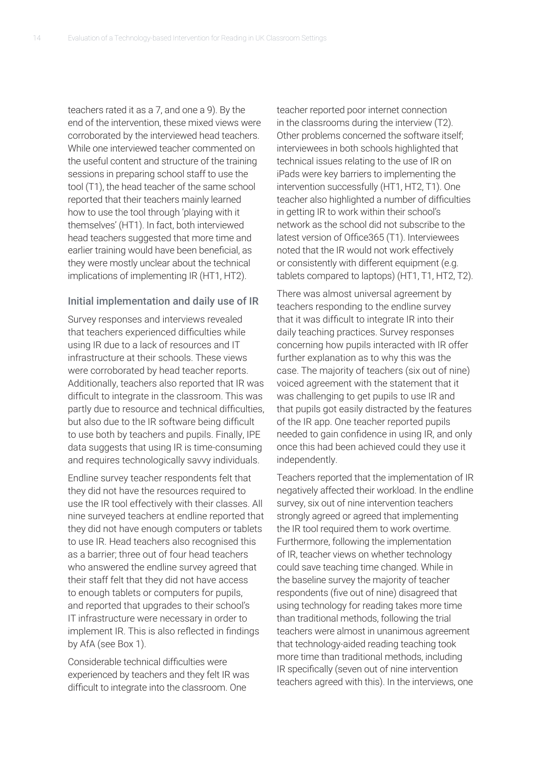teachers rated it as a 7, and one a 9). By the end of the intervention, these mixed views were corroborated by the interviewed head teachers. While one interviewed teacher commented on the useful content and structure of the training sessions in preparing school staff to use the tool (T1), the head teacher of the same school reported that their teachers mainly learned how to use the tool through 'playing with it themselves' (HT1). In fact, both interviewed head teachers suggested that more time and earlier training would have been beneficial, as they were mostly unclear about the technical implications of implementing IR (HT1, HT2).

### Initial implementation and daily use of IR

Survey responses and interviews revealed that teachers experienced difficulties while using IR due to a lack of resources and IT infrastructure at their schools. These views were corroborated by head teacher reports. Additionally, teachers also reported that IR was difficult to integrate in the classroom. This was partly due to resource and technical difficulties, but also due to the IR software being difficult to use both by teachers and pupils. Finally, IPE data suggests that using IR is time-consuming and requires technologically savvy individuals.

Endline survey teacher respondents felt that they did not have the resources required to use the IR tool effectively with their classes. All nine surveyed teachers at endline reported that they did not have enough computers or tablets to use IR. Head teachers also recognised this as a barrier; three out of four head teachers who answered the endline survey agreed that their staff felt that they did not have access to enough tablets or computers for pupils, and reported that upgrades to their school's IT infrastructure were necessary in order to implement IR. This is also reflected in findings by AfA (see Box 1).

Considerable technical difficulties were experienced by teachers and they felt IR was difficult to integrate into the classroom. One teacher reported poor internet connection in the classrooms during the interview (T2). Other problems concerned the software itself; interviewees in both schools highlighted that technical issues relating to the use of IR on iPads were key barriers to implementing the intervention successfully (HT1, HT2, T1). One teacher also highlighted a number of difficulties in getting IR to work within their school's network as the school did not subscribe to the latest version of Office365 (T1). Interviewees noted that the IR would not work effectively or consistently with different equipment (e.g. tablets compared to laptops) (HT1, T1, HT2, T2).

There was almost universal agreement by teachers responding to the endline survey that it was difficult to integrate IR into their daily teaching practices. Survey responses concerning how pupils interacted with IR offer further explanation as to why this was the case. The majority of teachers (six out of nine) voiced agreement with the statement that it was challenging to get pupils to use IR and that pupils got easily distracted by the features of the IR app. One teacher reported pupils needed to gain confidence in using IR, and only once this had been achieved could they use it independently.

Teachers reported that the implementation of IR negatively affected their workload. In the endline survey, six out of nine intervention teachers strongly agreed or agreed that implementing the IR tool required them to work overtime. Furthermore, following the implementation of IR, teacher views on whether technology could save teaching time changed. While in the baseline survey the majority of teacher respondents (five out of nine) disagreed that using technology for reading takes more time than traditional methods, following the trial teachers were almost in unanimous agreement that technology-aided reading teaching took more time than traditional methods, including IR specifically (seven out of nine intervention teachers agreed with this). In the interviews, one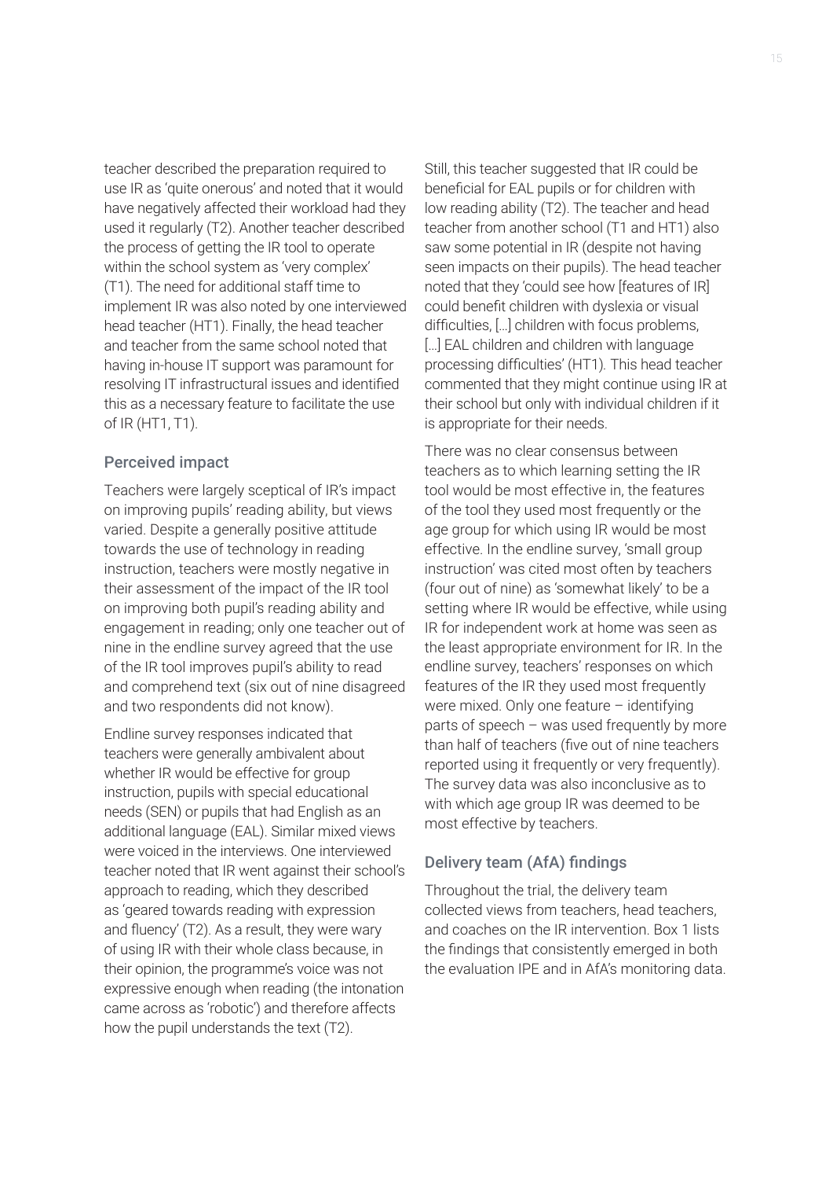teacher described the preparation required to use IR as 'quite onerous' and noted that it would have negatively affected their workload had they used it regularly (T2). Another teacher described the process of getting the IR tool to operate within the school system as 'very complex' (T1). The need for additional staff time to implement IR was also noted by one interviewed head teacher (HT1). Finally, the head teacher and teacher from the same school noted that having in-house IT support was paramount for resolving IT infrastructural issues and identified this as a necessary feature to facilitate the use of IR (HT1, T1).

### Perceived impact

Teachers were largely sceptical of IR's impact on improving pupils' reading ability, but views varied. Despite a generally positive attitude towards the use of technology in reading instruction, teachers were mostly negative in their assessment of the impact of the IR tool on improving both pupil's reading ability and engagement in reading; only one teacher out of nine in the endline survey agreed that the use of the IR tool improves pupil's ability to read and comprehend text (six out of nine disagreed and two respondents did not know).

Endline survey responses indicated that teachers were generally ambivalent about whether IR would be effective for group instruction, pupils with special educational needs (SEN) or pupils that had English as an additional language (EAL). Similar mixed views were voiced in the interviews. One interviewed teacher noted that IR went against their school's approach to reading, which they described as 'geared towards reading with expression and fluency' (T2). As a result, they were wary of using IR with their whole class because, in their opinion, the programme's voice was not expressive enough when reading (the intonation came across as 'robotic') and therefore affects how the pupil understands the text (T2).

Still, this teacher suggested that IR could be beneficial for EAL pupils or for children with low reading ability (T2). The teacher and head teacher from another school (T1 and HT1) also saw some potential in IR (despite not having seen impacts on their pupils). The head teacher noted that they 'could see how [features of IR] could benefit children with dyslexia or visual difficulties, […] children with focus problems, […] EAL children and children with language processing difficulties' (HT1). This head teacher commented that they might continue using IR at their school but only with individual children if it is appropriate for their needs.

There was no clear consensus between teachers as to which learning setting the IR tool would be most effective in, the features of the tool they used most frequently or the age group for which using IR would be most effective. In the endline survey, 'small group instruction' was cited most often by teachers (four out of nine) as 'somewhat likely' to be a setting where IR would be effective, while using IR for independent work at home was seen as the least appropriate environment for IR. In the endline survey, teachers' responses on which features of the IR they used most frequently were mixed. Only one feature – identifying parts of speech – was used frequently by more than half of teachers (five out of nine teachers reported using it frequently or very frequently). The survey data was also inconclusive as to with which age group IR was deemed to be most effective by teachers.

### Delivery team (AfA) findings

Throughout the trial, the delivery team collected views from teachers, head teachers, and coaches on the IR intervention. Box 1 lists the findings that consistently emerged in both the evaluation IPE and in AfA's monitoring data.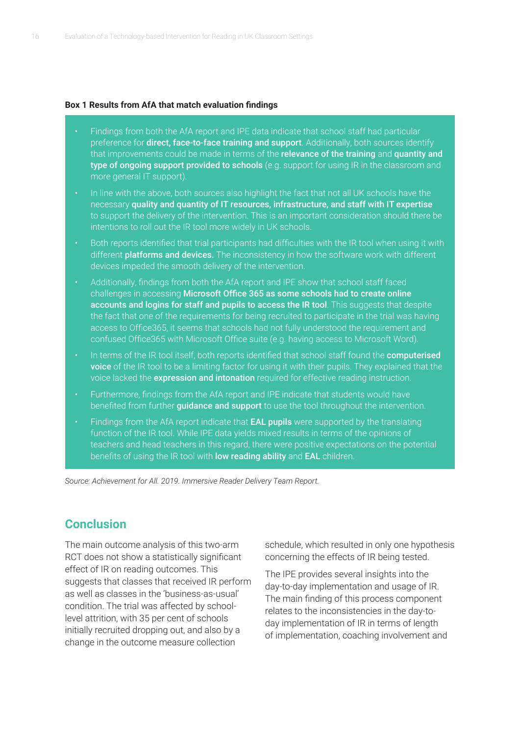**Box 1 Results from AfA that match evaluation findings**

- Findings from both the AfA report and IPE data indicate that school staff had particular preference for **direct, face-to-face training and support**. Additionally, both sources identify that improvements could be made in terms of the **relevance of the training** and **quantity and type of ongoing support provided to schools** (e.g. support for using IR in the classroom and more general IT support).
- In line with the above, both sources also highlight the fact that not all UK schools have the necessary **quality and quantity of IT resources, infrastructure, and staff with IT expertise** to support the delivery of the intervention. This is an important consideration should there be intentions to roll out the IR tool more widely in UK schools.
- Both reports identified that trial participants had difficulties with the IR tool when using it with different **platforms and devices.** The inconsistency in how the software work with different devices impeded the smooth delivery of the intervention.
- Additionally, findings from both the AfA report and IPE show that school staff faced challenges in accessing **Microsoft Office 365 as some schools had to create online accounts and logins for staff and pupils to access the IR tool**. This suggests that despite the fact that one of the requirements for being recruited to participate in the trial was having access to Office365, it seems that schools had not fully understood the requirement and confused Office365 with Microsoft Office suite (e.g. having access to Microsoft Word).
- In terms of the IR tool itself, both reports identified that school staff found the **computerised voice** of the IR tool to be a limiting factor for using it with their pupils. They explained that the voice lacked the **expression and intonation** required for effective reading instruction.
- Furthermore, findings from the AfA report and IPE indicate that students would have benefited from further **guidance and support** to use the tool throughout the intervention.
- Findings from the AfA report indicate that **EAL pupils** were supported by the translating function of the IR tool. While IPE data yields mixed results in terms of the opinions of teachers and head teachers in this regard, there were positive expectations on the potential benefits of using the IR tool with **low reading ability** and **EAL** children.

*Source: Achievement for All. 2019. Immersive Reader Delivery Team Report.*

## Conclusion

The main outcome analysis of this two-arm RCT does not show a statistically significant effect of IR on reading outcomes. This suggests that classes that received IR perform as well as classes in the 'business-as-usual' condition. The trial was affected by school-level attrition, with 35 per cent of schools initially recruited dropping out, and also by a change in the outcome measure collection schedule, which resulted in only one hypothesis concerning the effects of IR being tested.

The IPE provides several insights into the day-to-day implementation and usage of IR. The main finding of this process component relates to the inconsistencies in the day-to-day implementation of IR in terms of length of implementation, coaching involvement and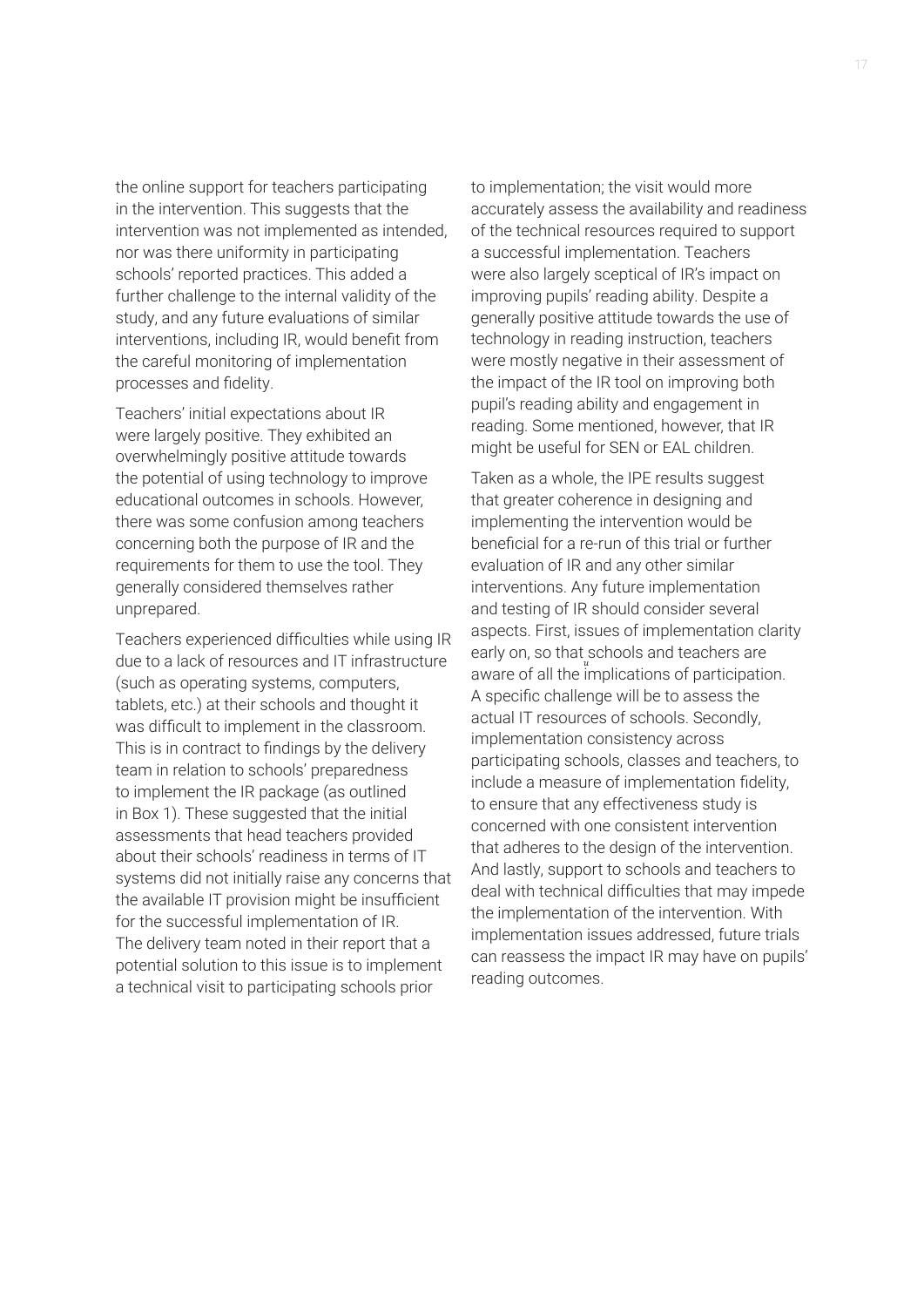the online support for teachers participating in the intervention. This suggests that the intervention was not implemented as intended, nor was there uniformity in participating schools' reported practices. This added a further challenge to the internal validity of the study, and any future evaluations of similar interventions, including IR, would benefit from the careful monitoring of implementation processes and fidelity.

Teachers' initial expectations about IR were largely positive. They exhibited an overwhelmingly positive attitude towards the potential of using technology to improve educational outcomes in schools. However, there was some confusion among teachers concerning both the purpose of IR and the requirements for them to use the tool. They generally considered themselves rather unprepared.

Teachers experienced difficulties while using IR due to a lack of resources and IT infrastructure (such as operating systems, computers, tablets, etc.) at their schools and thought it was difficult to implement in the classroom. This is in contract to findings by the delivery team in relation to schools' preparedness to implement the IR package (as outlined in Box 1). These suggested that the initial assessments that head teachers provided about their schools' readiness in terms of IT systems did not initially raise any concerns that the available IT provision might be insufficient for the successful implementation of IR. The delivery team noted in their report that a potential solution to this issue is to implement a technical visit to participating schools prior to implementation; the visit would more accurately assess the availability and readiness of the technical resources required to support a successful implementation. Teachers were also largely sceptical of IR's impact on improving pupils' reading ability. Despite a generally positive attitude towards the use of technology in reading instruction, teachers were mostly negative in their assessment of the impact of the IR tool on improving both pupil's reading ability and engagement in reading. Some mentioned, however, that IR might be useful for SEN or EAL children.

Taken as a whole, the IPE results suggest that greater coherence in designing and implementing the intervention would be beneficial for a re-run of this trial or further evaluation of IR and any other similar interventions. Any future implementation and testing of IR should consider several aspects. First, issues of implementation clarity early on, so that schools and teachers are aware of all the implications of participation. A specific challenge will be to assess the actual IT resources of schools. Secondly, implementation consistency across participating schools, classes and teachers, to include a measure of implementation fidelity, to ensure that any effectiveness study is concerned with one consistent intervention that adheres to the design of the intervention. And lastly, support to schools and teachers to deal with technical difficulties that may impede the implementation of the intervention. With implementation issues addressed, future trials can reassess the impact IR may have on pupils' reading outcomes.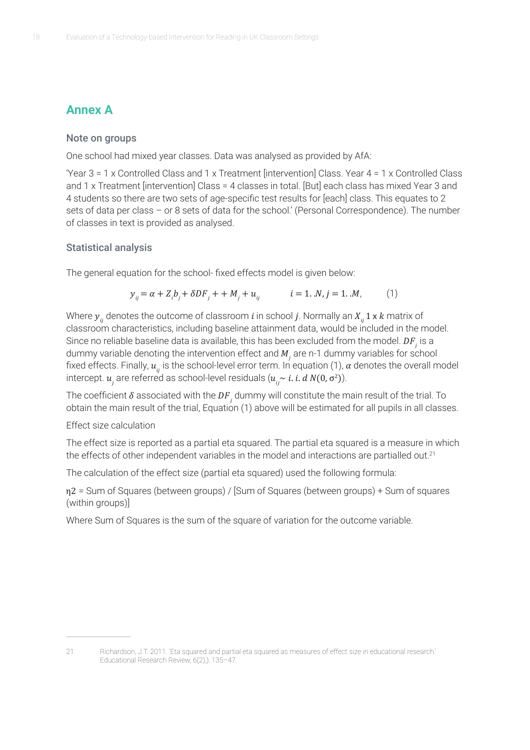## Annex A

### Note on groups

One school had mixed year classes. Data was analysed as provided by AfA:

'Year 3 = 1 x Controlled Class and 1 x Treatment [intervention] Class. Year 4 = 1 x Controlled Class and 1 x Treatment [intervention] Class = 4 classes in total. [But] each class has mixed Year 3 and 4 students so there are two sets of age-specific test results for [each] class. This equates to 2 sets of data per class – or 8 sets of data for the school.' (Personal Correspondence). The number of classes in text is provided as analysed.

### Statistical analysis

The general equation for the school- fixed effects model is given below:

$$y_{ij} = \alpha + Z_i b_j + \delta DF_j + + M_j + u_{ij} \qquad i = 1..N, j = 1..M, \qquad (1)$$

Where $y_{ij}$ denotes the outcome of classroom $i$ in school $j$. Normally an $X_{ij}$ $1 \times k$ matrix of classroom characteristics, including baseline attainment data, would be included in the model. Since no reliable baseline data is available, this has been excluded from the model. $DF_j$ is a dummy variable denoting the intervention effect and $M_j$ are n-1 dummy variables for school fixed effects. Finally, $u_{ij}$ is the school-level error term. In equation (1), $\alpha$ denotes the overall model intercept. $u_j$ are referred as school-level residuals ($u_{ij} \sim i.i.d\ N(0, \sigma^2)$).

The coefficient $\delta$ associated with the $DF_j$ dummy will constitute the main result of the trial. To obtain the main result of the trial, Equation (1) above will be estimated for all pupils in all classes.

Effect size calculation

The effect size is reported as a partial eta squared. The partial eta squared is a measure in which the effects of other independent variables in the model and interactions are partialled out.[21]

The calculation of the effect size (partial eta squared) used the following formula:

$\eta 2$ = Sum of Squares (between groups) / [Sum of Squares (between groups) + Sum of squares (within groups)]

Where Sum of Squares is the sum of the square of variation for the outcome variable.

---

21 Richardson, J.T. 2011. 'Eta squared and partial eta squared as measures of effect size in educational research.' Educational Research Review, 6(2),): 135–47.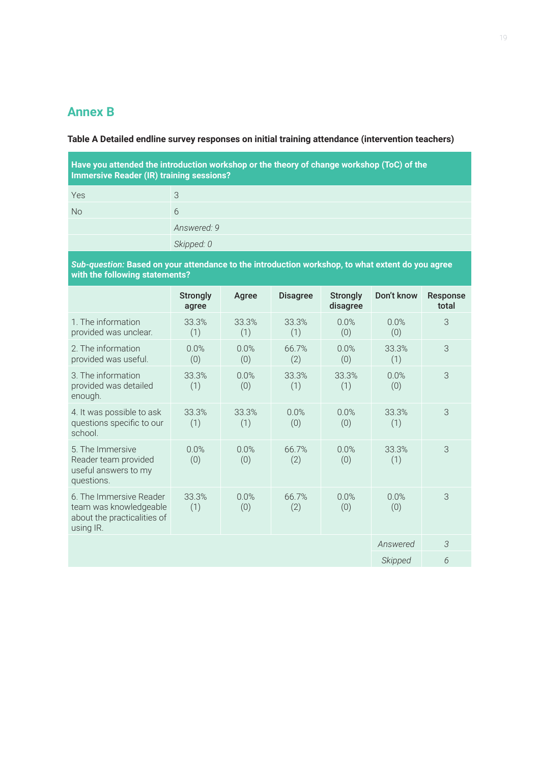## Annex B

**Table A Detailed endline survey responses on initial training attendance (intervention teachers)**

| **Have you attended the introduction workshop or the theory of change workshop (ToC) of the Immersive Reader (IR) training sessions?** | |
|---|---|
| Yes | 3 |
| No | 6 |
| | *Answered: 9* |
| | *Skipped: 0* |

***Sub-question:*** **Based on your attendance to the introduction workshop, to what extent do you agree with the following statements?**

| | Strongly agree | Agree | Disagree | Strongly disagree | Don't know | Response total |
|---|---|---|---|---|---|---|
| 1. The information provided was unclear. | 33.3% (1) | 33.3% (1) | 33.3% (1) | 0.0% (0) | 0.0% (0) | 3 |
| 2. The information provided was useful. | 0.0% (0) | 0.0% (0) | 66.7% (2) | 0.0% (0) | 33.3% (1) | 3 |
| 3. The information provided was detailed enough. | 33.3% (1) | 0.0% (0) | 33.3% (1) | 33.3% (1) | 0.0% (0) | 3 |
| 4. It was possible to ask questions specific to our school. | 33.3% (1) | 33.3% (1) | 0.0% (0) | 0.0% (0) | 33.3% (1) | 3 |
| 5. The Immersive Reader team provided useful answers to my questions. | 0.0% (0) | 0.0% (0) | 66.7% (2) | 0.0% (0) | 33.3% (1) | 3 |
| 6. The Immersive Reader team was knowledgeable about the practicalities of using IR. | 33.3% (1) | 0.0% (0) | 66.7% (2) | 0.0% (0) | 0.0% (0) | 3 |
| | | | | | *Answered* | *3* |
| | | | | | *Skipped* | *6* |